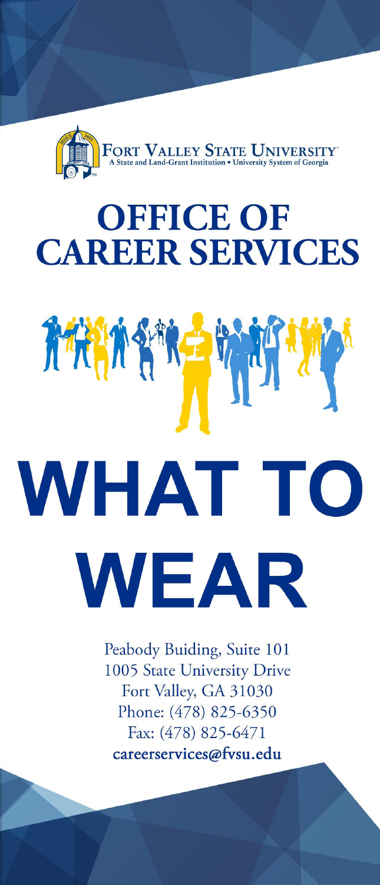FORT VALLEY STATE UNIVERSITY
A State and Land-Grant Institution • University System of Georgia

# OFFICE OF CAREER SERVICES

# WHAT TO WEAR

Peabody Buiding, Suite 101
1005 State University Drive
Fort Valley, GA 31030
Phone: (478) 825-6350
Fax: (478) 825-6471
**careerservices@fvsu.edu**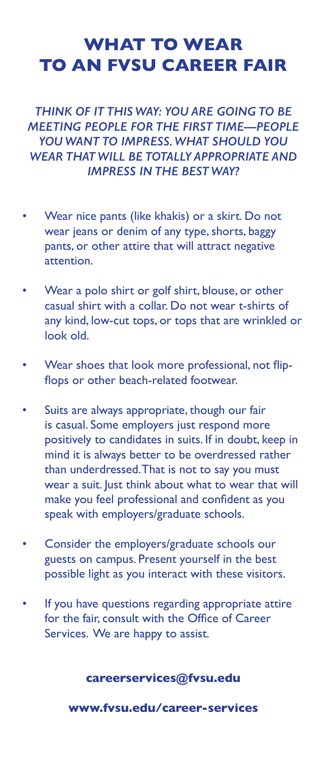# WHAT TO WEAR TO AN FVSU CAREER FAIR

*THINK OF IT THIS WAY: YOU ARE GOING TO BE MEETING PEOPLE FOR THE FIRST TIME—PEOPLE YOU WANT TO IMPRESS. WHAT SHOULD YOU WEAR THAT WILL BE TOTALLY APPROPRIATE AND IMPRESS IN THE BEST WAY?*

- Wear nice pants (like khakis) or a skirt. Do not wear jeans or denim of any type, shorts, baggy pants, or other attire that will attract negative attention.
- Wear a polo shirt or golf shirt, blouse, or other casual shirt with a collar. Do not wear t-shirts of any kind, low-cut tops, or tops that are wrinkled or look old.
- Wear shoes that look more professional, not flip-flops or other beach-related footwear.
- Suits are always appropriate, though our fair is casual. Some employers just respond more positively to candidates in suits. If in doubt, keep in mind it is always better to be overdressed rather than underdressed. That is not to say you must wear a suit. Just think about what to wear that will make you feel professional and confident as you speak with employers/graduate schools.
- Consider the employers/graduate schools our guests on campus. Present yourself in the best possible light as you interact with these visitors.
- If you have questions regarding appropriate attire for the fair, consult with the Office of Career Services. We are happy to assist.

**careerservices@fvsu.edu**

**www.fvsu.edu/career-services**